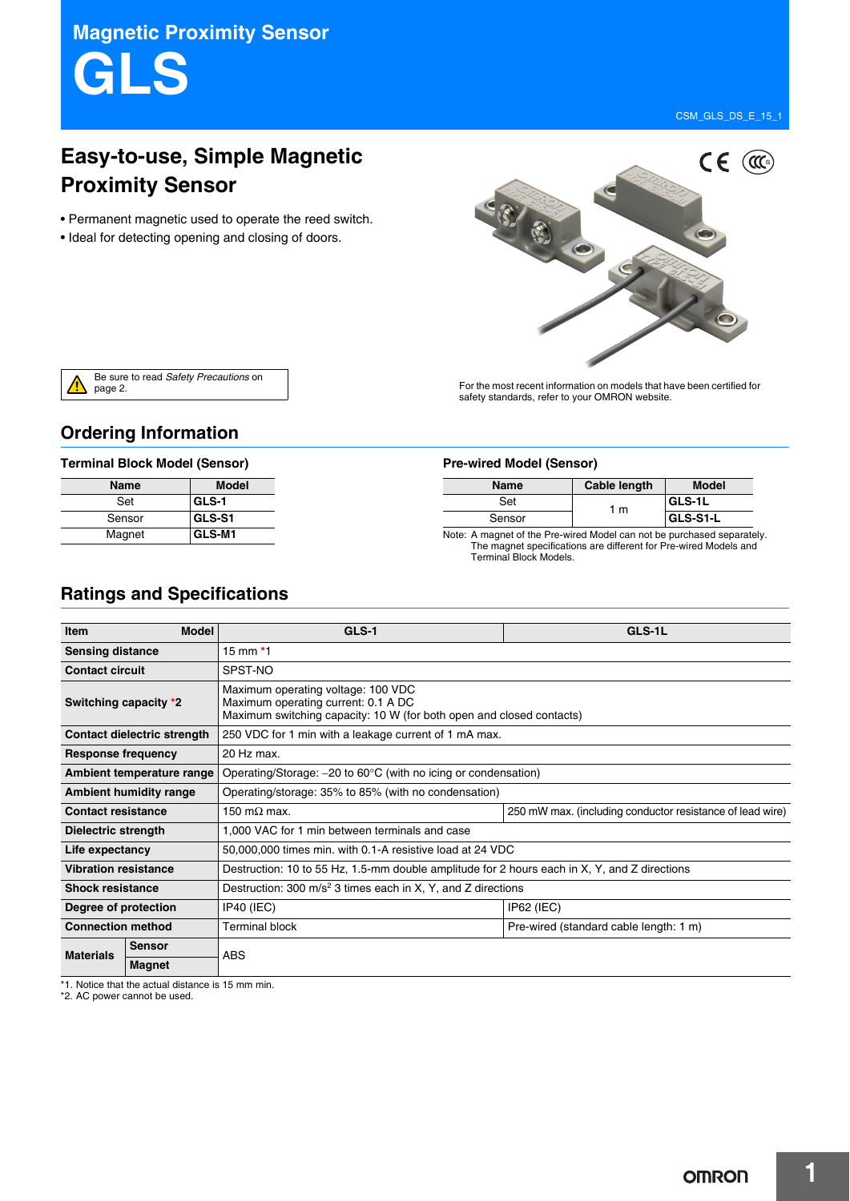# Magnetic Proximity Sensor

# GLS

CSM_GLS_DS_E_15_1

## Easy-to-use, Simple Magnetic Proximity Sensor

- Permanent magnetic used to operate the reed switch.
- Ideal for detecting opening and closing of doors.

Be sure to read *Safety Precautions* on page 2.

For the most recent information on models that have been certified for safety standards, refer to your OMRON website.

## Ordering Information

### Terminal Block Model (Sensor)

| Name | Model |
|---|---|
| Set | **GLS-1** |
| Sensor | **GLS-S1** |
| Magnet | **GLS-M1** |

### Pre-wired Model (Sensor)

| Name | Cable length | Model |
|---|---|---|
| Set | 1 m | **GLS-1L** |
| Sensor | | **GLS-S1-L** |

Note: A magnet of the Pre-wired Model can not be purchased separately. The magnet specifications are different for Pre-wired Models and Terminal Block Models.

## Ratings and Specifications

| Item / Model | | GLS-1 | GLS-1L |
|---|---|---|---|
| **Sensing distance** | | 15 mm *1 | |
| **Contact circuit** | | SPST-NO | |
| **Switching capacity** *2 | | Maximum operating voltage: 100 VDC<br>Maximum operating current: 0.1 A DC<br>Maximum switching capacity: 10 W (for both open and closed contacts) | |
| **Contact dielectric strength** | | 250 VDC for 1 min with a leakage current of 1 mA max. | |
| **Response frequency** | | 20 Hz max. | |
| **Ambient temperature range** | | Operating/Storage: –20 to 60°C (with no icing or condensation) | |
| **Ambient humidity range** | | Operating/storage: 35% to 85% (with no condensation) | |
| **Contact resistance** | | 150 mΩ max. | 250 mW max. (including conductor resistance of lead wire) |
| **Dielectric strength** | | 1,000 VAC for 1 min between terminals and case | |
| **Life expectancy** | | 50,000,000 times min. with 0.1-A resistive load at 24 VDC | |
| **Vibration resistance** | | Destruction: 10 to 55 Hz, 1.5-mm double amplitude for 2 hours each in X, Y, and Z directions | |
| **Shock resistance** | | Destruction: 300 m/s$^2$ 3 times each in X, Y, and Z directions | |
| **Degree of protection** | | IP40 (IEC) | IP62 (IEC) |
| **Connection method** | | Terminal block | Pre-wired (standard cable length: 1 m) |
| **Materials** | **Sensor** | ABS | |
| | **Magnet** | | |

*1. Notice that the actual distance is 15 mm min.
*2. AC power cannot be used.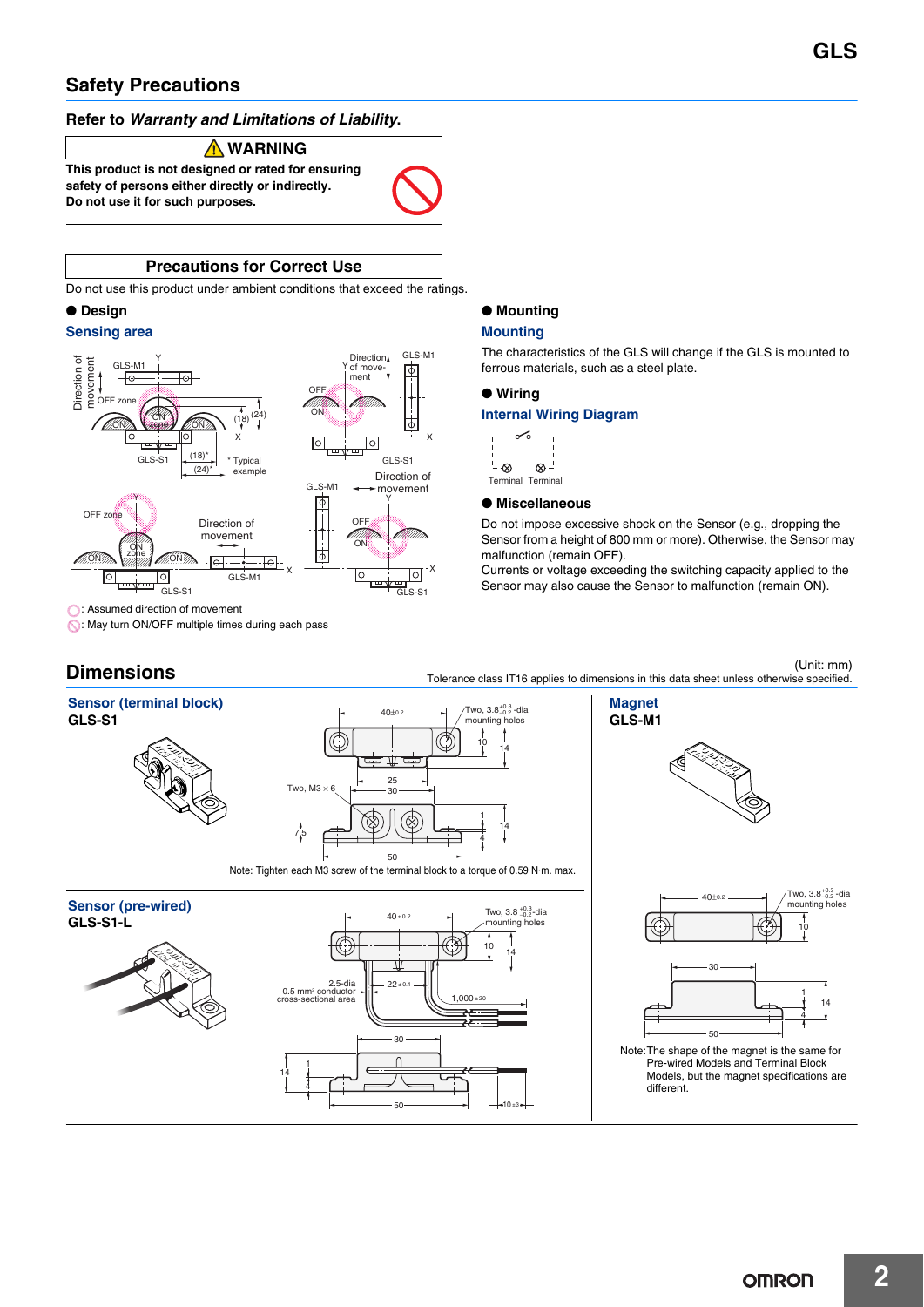## Safety Precautions

### Refer to *Warranty and Limitations of Liability*.

**⚠ WARNING**

**This product is not designed or rated for ensuring safety of persons either directly or indirectly.**
**Do not use it for such purposes.**

### Precautions for Correct Use

Do not use this product under ambient conditions that exceed the ratings.

#### ● Design

**Sensing area**

: Assumed direction of movement
: May turn ON/OFF multiple times during each pass

#### ● Mounting

**Mounting**

The characteristics of the GLS will change if the GLS is mounted to ferrous materials, such as a steel plate.

#### ● Wiring

**Internal Wiring Diagram**

Terminal Terminal

#### ● Miscellaneous

Do not impose excessive shock on the Sensor (e.g., dropping the Sensor from a height of 800 mm or more). Otherwise, the Sensor may malfunction (remain OFF).
Currents or voltage exceeding the switching capacity applied to the Sensor may also cause the Sensor to malfunction (remain ON).

## Dimensions

(Unit: mm)
Tolerance class IT16 applies to dimensions in this data sheet unless otherwise specified.

**Sensor (terminal block)**
**GLS-S1**

Note: Tighten each M3 screw of the terminal block to a torque of 0.59 N·m. max.

**Sensor (pre-wired)**
**GLS-S1-L**

**Magnet**
**GLS-M1**

Note: The shape of the magnet is the same for Pre-wired Models and Terminal Block Models, but the magnet specifications are different.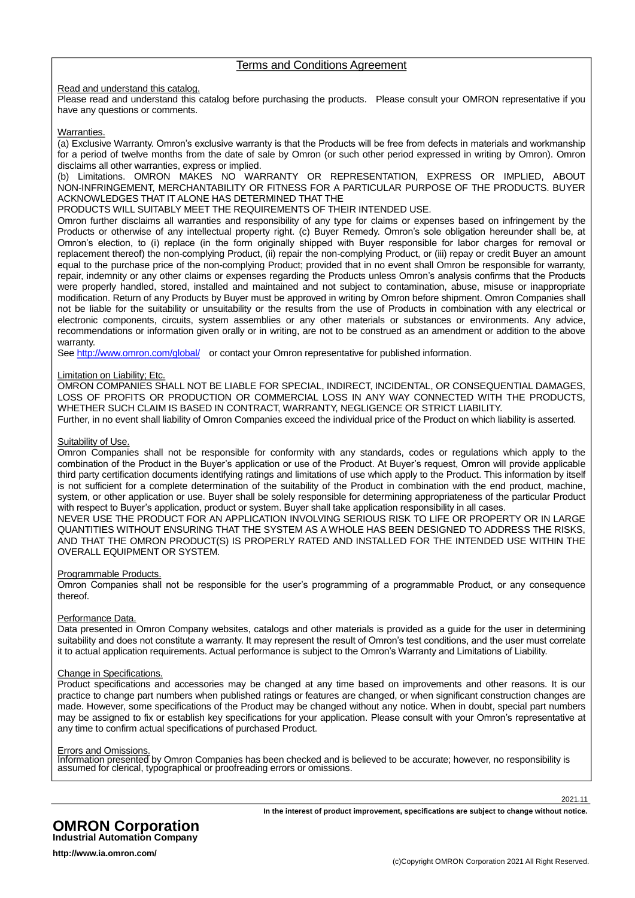# Terms and Conditions Agreement

## Read and understand this catalog.

Please read and understand this catalog before purchasing the products. Please consult your OMRON representative if you have any questions or comments.

## Warranties.

(a) Exclusive Warranty. Omron's exclusive warranty is that the Products will be free from defects in materials and workmanship for a period of twelve months from the date of sale by Omron (or such other period expressed in writing by Omron). Omron disclaims all other warranties, express or implied.

(b) Limitations. OMRON MAKES NO WARRANTY OR REPRESENTATION, EXPRESS OR IMPLIED, ABOUT NON-INFRINGEMENT, MERCHANTABILITY OR FITNESS FOR A PARTICULAR PURPOSE OF THE PRODUCTS. BUYER ACKNOWLEDGES THAT IT ALONE HAS DETERMINED THAT THE PRODUCTS WILL SUITABLY MEET THE REQUIREMENTS OF THEIR INTENDED USE.

Omron further disclaims all warranties and responsibility of any type for claims or expenses based on infringement by the Products or otherwise of any intellectual property right. (c) Buyer Remedy. Omron's sole obligation hereunder shall be, at Omron's election, to (i) replace (in the form originally shipped with Buyer responsible for labor charges for removal or replacement thereof) the non-complying Product, (ii) repair the non-complying Product, or (iii) repay or credit Buyer an amount equal to the purchase price of the non-complying Product; provided that in no event shall Omron be responsible for warranty, repair, indemnity or any other claims or expenses regarding the Products unless Omron's analysis confirms that the Products were properly handled, stored, installed and maintained and not subject to contamination, abuse, misuse or inappropriate modification. Return of any Products by Buyer must be approved in writing by Omron before shipment. Omron Companies shall not be liable for the suitability or unsuitability or the results from the use of Products in combination with any electrical or electronic components, circuits, system assemblies or any other materials or substances or environments. Any advice, recommendations or information given orally or in writing, are not to be construed as an amendment or addition to the above warranty.

See http://www.omron.com/global/ or contact your Omron representative for published information.

## Limitation on Liability; Etc.

OMRON COMPANIES SHALL NOT BE LIABLE FOR SPECIAL, INDIRECT, INCIDENTAL, OR CONSEQUENTIAL DAMAGES, LOSS OF PROFITS OR PRODUCTION OR COMMERCIAL LOSS IN ANY WAY CONNECTED WITH THE PRODUCTS, WHETHER SUCH CLAIM IS BASED IN CONTRACT, WARRANTY, NEGLIGENCE OR STRICT LIABILITY.

Further, in no event shall liability of Omron Companies exceed the individual price of the Product on which liability is asserted.

## Suitability of Use.

Omron Companies shall not be responsible for conformity with any standards, codes or regulations which apply to the combination of the Product in the Buyer's application or use of the Product. At Buyer's request, Omron will provide applicable third party certification documents identifying ratings and limitations of use which apply to the Product. This information by itself is not sufficient for a complete determination of the suitability of the Product in combination with the end product, machine, system, or other application or use. Buyer shall be solely responsible for determining appropriateness of the particular Product with respect to Buyer's application, product or system. Buyer shall take application responsibility in all cases.

NEVER USE THE PRODUCT FOR AN APPLICATION INVOLVING SERIOUS RISK TO LIFE OR PROPERTY OR IN LARGE QUANTITIES WITHOUT ENSURING THAT THE SYSTEM AS A WHOLE HAS BEEN DESIGNED TO ADDRESS THE RISKS, AND THAT THE OMRON PRODUCT(S) IS PROPERLY RATED AND INSTALLED FOR THE INTENDED USE WITHIN THE OVERALL EQUIPMENT OR SYSTEM.

## Programmable Products.

Omron Companies shall not be responsible for the user's programming of a programmable Product, or any consequence thereof.

## Performance Data.

Data presented in Omron Company websites, catalogs and other materials is provided as a guide for the user in determining suitability and does not constitute a warranty. It may represent the result of Omron's test conditions, and the user must correlate it to actual application requirements. Actual performance is subject to the Omron's Warranty and Limitations of Liability.

## Change in Specifications.

Product specifications and accessories may be changed at any time based on improvements and other reasons. It is our practice to change part numbers when published ratings or features are changed, or when significant construction changes are made. However, some specifications of the Product may be changed without any notice. When in doubt, special part numbers may be assigned to fix or establish key specifications for your application. Please consult with your Omron's representative at any time to confirm actual specifications of purchased Product.

## Errors and Omissions.

Information presented by Omron Companies has been checked and is believed to be accurate; however, no responsibility is assumed for clerical, typographical or proofreading errors or omissions.

2021.11

**In the interest of product improvement, specifications are subject to change without notice.**

**OMRON Corporation**
**Industrial Automation Company**

**http://www.ia.omron.com/**

(c)Copyright OMRON Corporation 2021 All Right Reserved.